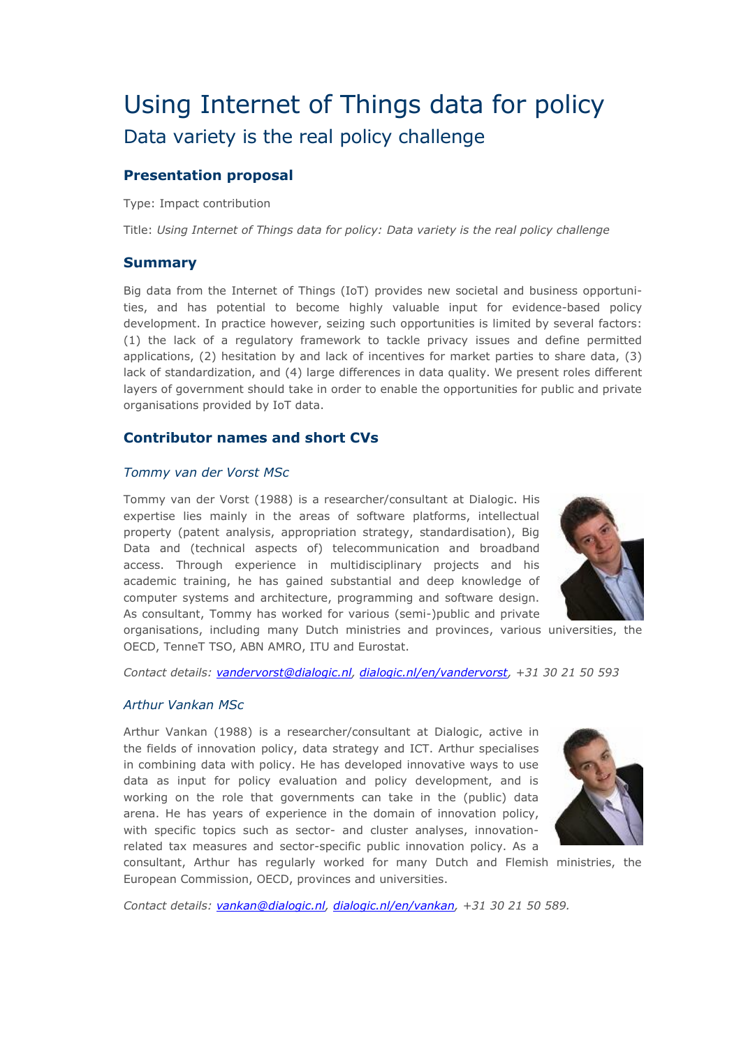# Using Internet of Things data for policy

## Data variety is the real policy challenge

### Presentation proposal

Type: Impact contribution

Title: *Using Internet of Things data for policy: Data variety is the real policy challenge*

### Summary

Big data from the Internet of Things (IoT) provides new societal and business opportunities, and has potential to become highly valuable input for evidence-based policy development. In practice however, seizing such opportunities is limited by several factors: (1) the lack of a regulatory framework to tackle privacy issues and define permitted applications, (2) hesitation by and lack of incentives for market parties to share data, (3) lack of standardization, and (4) large differences in data quality. We present roles different layers of government should take in order to enable the opportunities for public and private organisations provided by IoT data.

### Contributor names and short CVs

#### *Tommy van der Vorst MSc*

Tommy van der Vorst (1988) is a researcher/consultant at Dialogic. His expertise lies mainly in the areas of software platforms, intellectual property (patent analysis, appropriation strategy, standardisation), Big Data and (technical aspects of) telecommunication and broadband access. Through experience in multidisciplinary projects and his academic training, he has gained substantial and deep knowledge of computer systems and architecture, programming and software design. As consultant, Tommy has worked for various (semi-)public and private organisations, including many Dutch ministries and provinces, various universities, the OECD, TenneT TSO, ABN AMRO, ITU and Eurostat.

*Contact details: vandervorst@dialogic.nl, dialogic.nl/en/vandervorst, +31 30 21 50 593*

#### *Arthur Vankan MSc*

Arthur Vankan (1988) is a researcher/consultant at Dialogic, active in the fields of innovation policy, data strategy and ICT. Arthur specialises in combining data with policy. He has developed innovative ways to use data as input for policy evaluation and policy development, and is working on the role that governments can take in the (public) data arena. He has years of experience in the domain of innovation policy, with specific topics such as sector- and cluster analyses, innovation-related tax measures and sector-specific public innovation policy. As a consultant, Arthur has regularly worked for many Dutch and Flemish ministries, the European Commission, OECD, provinces and universities.

*Contact details: vankan@dialogic.nl, dialogic.nl/en/vankan, +31 30 21 50 589.*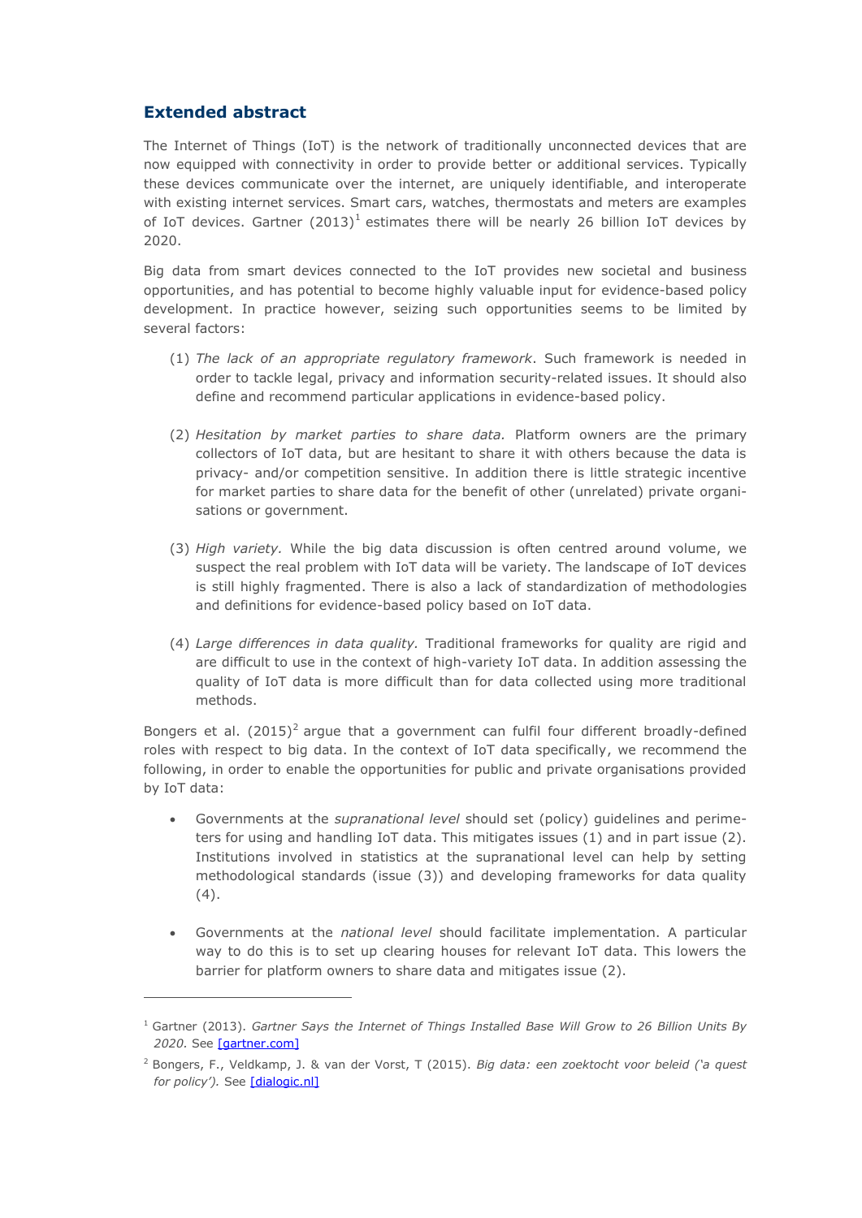## Extended abstract

The Internet of Things (IoT) is the network of traditionally unconnected devices that are now equipped with connectivity in order to provide better or additional services. Typically these devices communicate over the internet, are uniquely identifiable, and interoperate with existing internet services. Smart cars, watches, thermostats and meters are examples of IoT devices. Gartner (2013)[1] estimates there will be nearly 26 billion IoT devices by 2020.

Big data from smart devices connected to the IoT provides new societal and business opportunities, and has potential to become highly valuable input for evidence-based policy development. In practice however, seizing such opportunities seems to be limited by several factors:

(1) *The lack of an appropriate regulatory framework*. Such framework is needed in order to tackle legal, privacy and information security-related issues. It should also define and recommend particular applications in evidence-based policy.

(2) *Hesitation by market parties to share data.* Platform owners are the primary collectors of IoT data, but are hesitant to share it with others because the data is privacy- and/or competition sensitive. In addition there is little strategic incentive for market parties to share data for the benefit of other (unrelated) private organisations or government.

(3) *High variety.* While the big data discussion is often centred around volume, we suspect the real problem with IoT data will be variety. The landscape of IoT devices is still highly fragmented. There is also a lack of standardization of methodologies and definitions for evidence-based policy based on IoT data.

(4) *Large differences in data quality.* Traditional frameworks for quality are rigid and are difficult to use in the context of high-variety IoT data. In addition assessing the quality of IoT data is more difficult than for data collected using more traditional methods.

Bongers et al. (2015)[2] argue that a government can fulfil four different broadly-defined roles with respect to big data. In the context of IoT data specifically, we recommend the following, in order to enable the opportunities for public and private organisations provided by IoT data:

- Governments at the *supranational level* should set (policy) guidelines and perimeters for using and handling IoT data. This mitigates issues (1) and in part issue (2). Institutions involved in statistics at the supranational level can help by setting methodological standards (issue (3)) and developing frameworks for data quality (4).

- Governments at the *national level* should facilitate implementation. A particular way to do this is to set up clearing houses for relevant IoT data. This lowers the barrier for platform owners to share data and mitigates issue (2).

---

[1] Gartner (2013). *Gartner Says the Internet of Things Installed Base Will Grow to 26 Billion Units By 2020*. See [gartner.com]

[2] Bongers, F., Veldkamp, J. & van der Vorst, T (2015). *Big data: een zoektocht voor beleid ('a quest for policy').* See [dialogic.nl]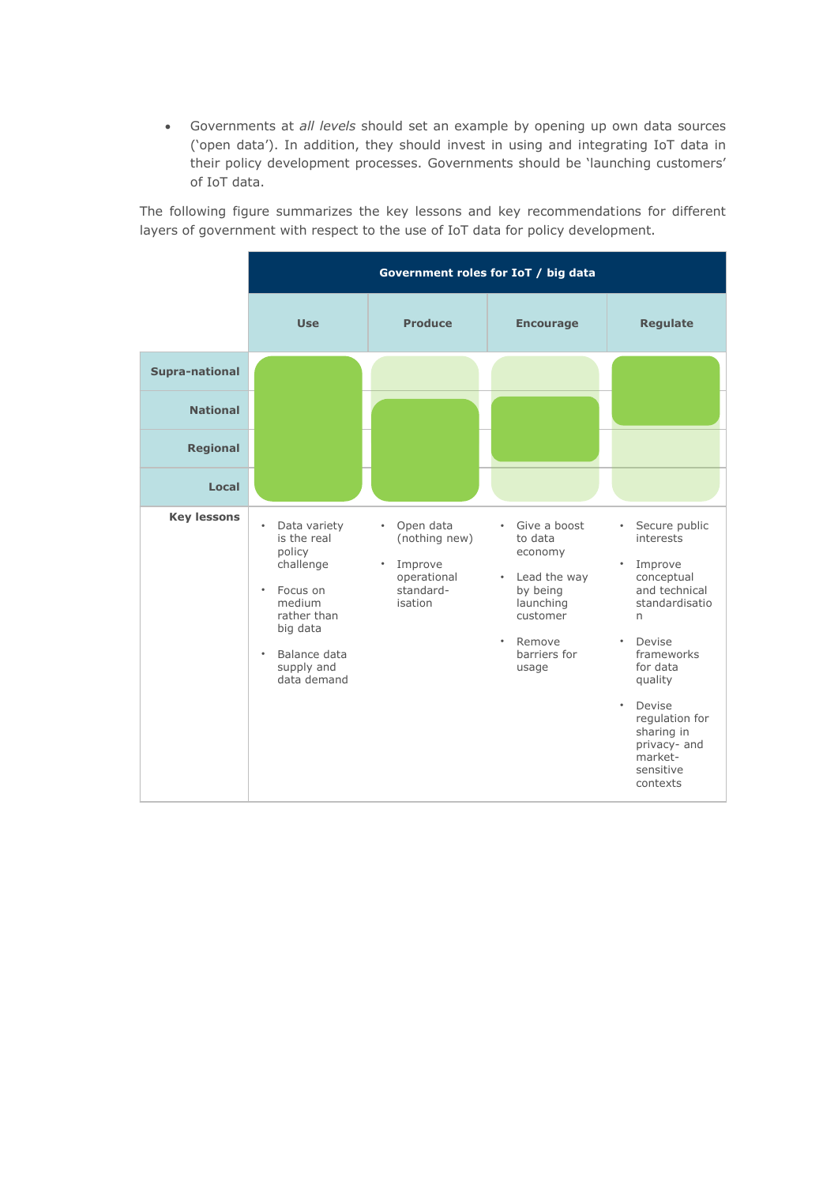- Governments at *all levels* should set an example by opening up own data sources ('open data'). In addition, they should invest in using and integrating IoT data in their policy development processes. Governments should be 'launching customers' of IoT data.

The following figure summarizes the key lessons and key recommendations for different layers of government with respect to the use of IoT data for policy development.

| | Government roles for IoT / big data | | | |
|---|---|---|---|---|
| | **Use** | **Produce** | **Encourage** | **Regulate** |
| **Supra-national** | | | | |
| **National** | | | | |
| **Regional** | | | | |
| **Local** | | | | |
| **Key lessons** | • Data variety is the real policy challenge<br>• Focus on medium rather than big data<br>• Balance data supply and data demand | • Open data (nothing new)<br>• Improve operational standard-isation | • Give a boost to data economy<br>• Lead the way by being launching customer<br>• Remove barriers for usage | • Secure public interests<br>• Improve conceptual and technical standardisation<br>• Devise frameworks for data quality<br>• Devise regulation for sharing in privacy- and market-sensitive contexts |